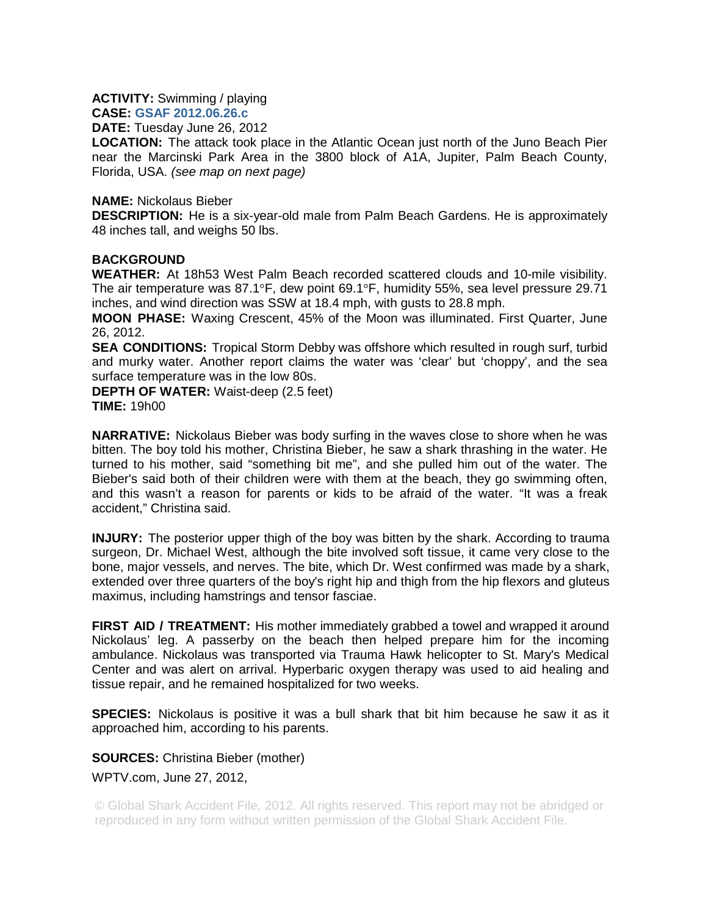**ACTIVITY:** Swimming / playing
**CASE:** **GSAF 2012.06.26.c**
**DATE:** Tuesday June 26, 2012
**LOCATION:** The attack took place in the Atlantic Ocean just north of the Juno Beach Pier near the Marcinski Park Area in the 3800 block of A1A, Jupiter, Palm Beach County, Florida, USA. *(see map on next page)*

**NAME:** Nickolaus Bieber
**DESCRIPTION:** He is a six-year-old male from Palm Beach Gardens. He is approximately 48 inches tall, and weighs 50 lbs.

**BACKGROUND**
**WEATHER:** At 18h53 West Palm Beach recorded scattered clouds and 10-mile visibility. The air temperature was 87.1°F, dew point 69.1°F, humidity 55%, sea level pressure 29.71 inches, and wind direction was SSW at 18.4 mph, with gusts to 28.8 mph.
**MOON PHASE:** Waxing Crescent, 45% of the Moon was illuminated. First Quarter, June 26, 2012.
**SEA CONDITIONS:** Tropical Storm Debby was offshore which resulted in rough surf, turbid and murky water. Another report claims the water was 'clear' but 'choppy', and the sea surface temperature was in the low 80s.
**DEPTH OF WATER:** Waist-deep (2.5 feet)
**TIME:** 19h00

**NARRATIVE:** Nickolaus Bieber was body surfing in the waves close to shore when he was bitten. The boy told his mother, Christina Bieber, he saw a shark thrashing in the water. He turned to his mother, said "something bit me", and she pulled him out of the water. The Bieber's said both of their children were with them at the beach, they go swimming often, and this wasn't a reason for parents or kids to be afraid of the water. "It was a freak accident," Christina said.

**INJURY:** The posterior upper thigh of the boy was bitten by the shark. According to trauma surgeon, Dr. Michael West, although the bite involved soft tissue, it came very close to the bone, major vessels, and nerves. The bite, which Dr. West confirmed was made by a shark, extended over three quarters of the boy's right hip and thigh from the hip flexors and gluteus maximus, including hamstrings and tensor fasciae.

**FIRST AID / TREATMENT:** His mother immediately grabbed a towel and wrapped it around Nickolaus' leg. A passerby on the beach then helped prepare him for the incoming ambulance. Nickolaus was transported via Trauma Hawk helicopter to St. Mary's Medical Center and was alert on arrival. Hyperbaric oxygen therapy was used to aid healing and tissue repair, and he remained hospitalized for two weeks.

**SPECIES:** Nickolaus is positive it was a bull shark that bit him because he saw it as it approached him, according to his parents.

**SOURCES:** Christina Bieber (mother)

WPTV.com, June 27, 2012,

© Global Shark Accident File, 2012. All rights reserved. This report may not be abridged or reproduced in any form without written permission of the Global Shark Accident File.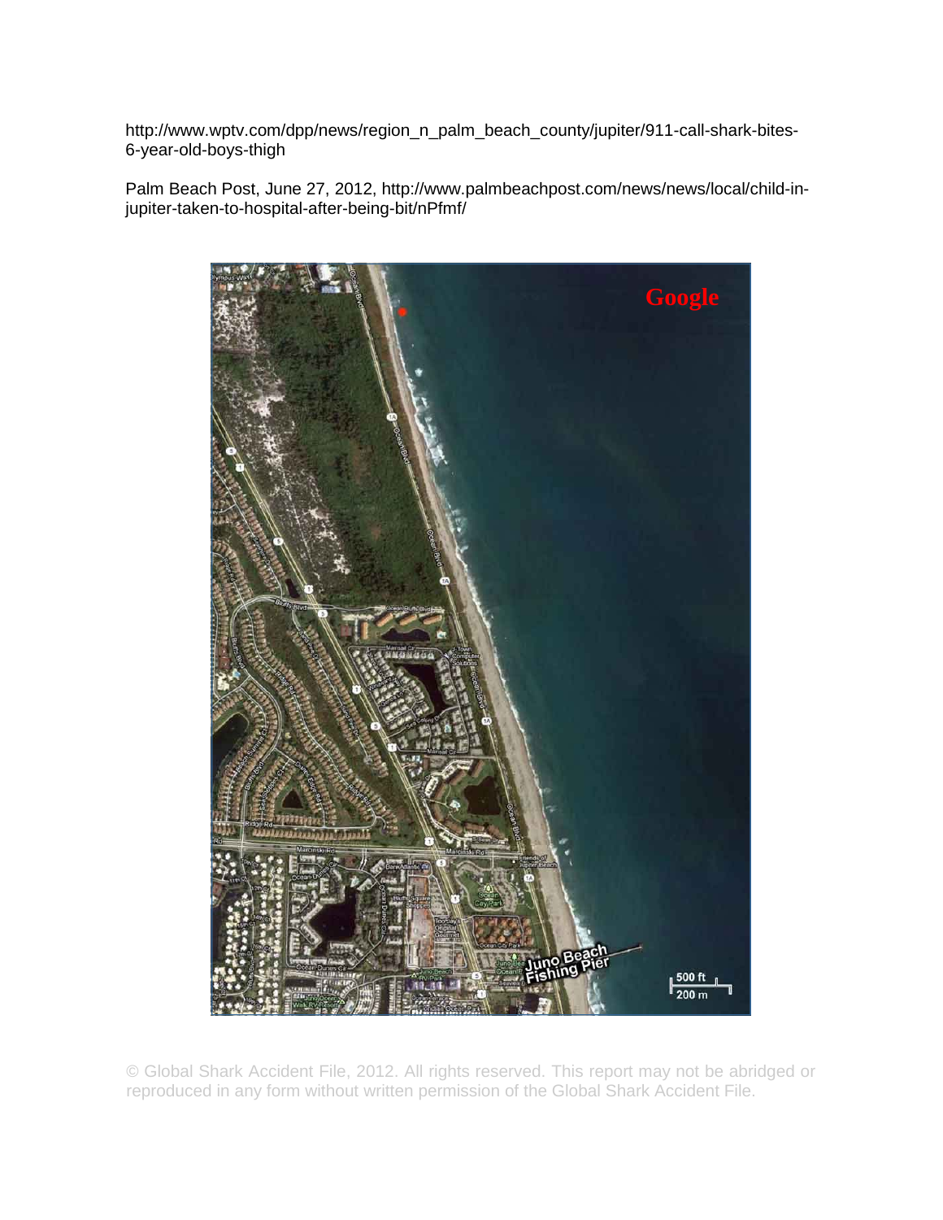http://www.wptv.com/dpp/news/region_n_palm_beach_county/jupiter/911-call-shark-bites-6-year-old-boys-thigh

Palm Beach Post, June 27, 2012, http://www.palmbeachpost.com/news/news/local/child-in-jupiter-taken-to-hospital-after-being-bit/nPfmf/

© Global Shark Accident File, 2012. All rights reserved. This report may not be abridged or reproduced in any form without written permission of the Global Shark Accident File.